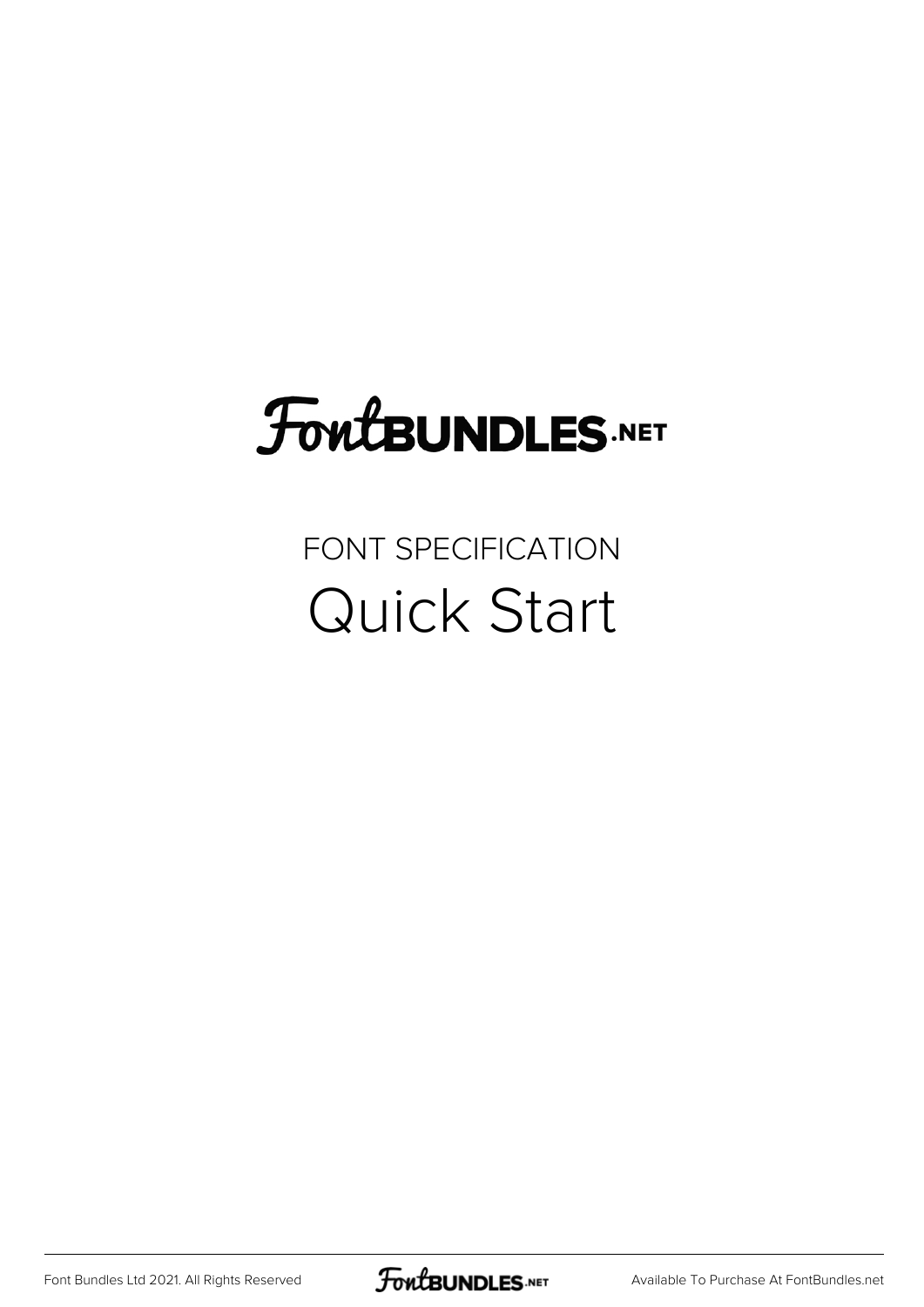# FontBUNDLES.NET

FONT SPECIFICATION

## Quick Start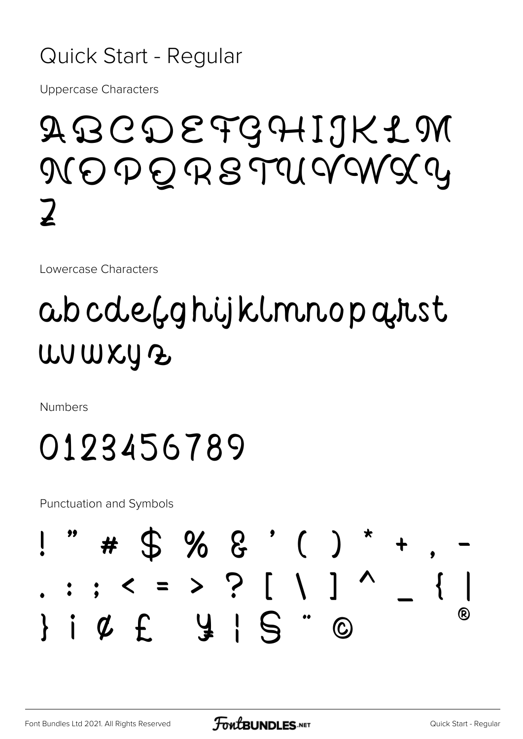# Quick Start - Regular

Uppercase Characters

ABCDEFGHIJKLM
NOPQRSTUVWXY
Z

Lowercase Characters

abcdefghijklmnopqrst
uvwxyz

Numbers

0123456789

Punctuation and Symbols

! " # $ % & ' ( ) * + , -
. : ; < = > ? [ \ ] ^ _ { |
} ¡ ¢ £ ¥ ¦ § ¨ © ®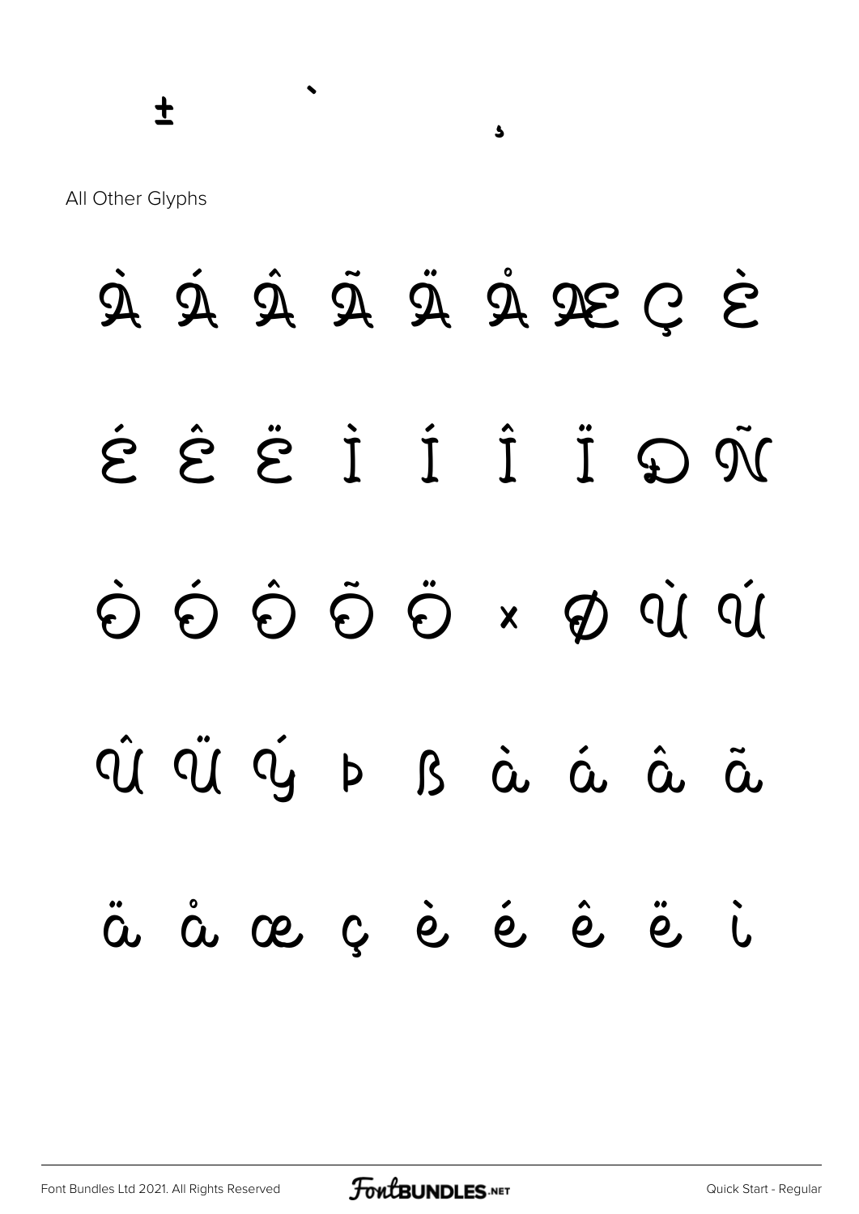± ` ¸

All Other Glyphs

À Á Â Ã Ä Å Æ Ç È

É Ê Ë Ì Í Î Ï Ð Ñ

Ò Ó Ô Õ Ö × Ø Ù Ú

Û Ü Ý Þ ß à á â ã

ä å æ ç è é ê ë ì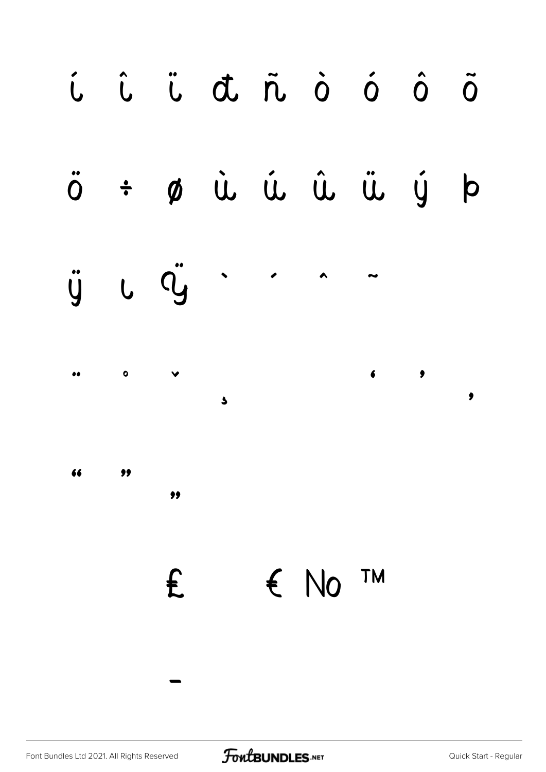í î ï ð ñ ò ó ô õ

ö ÷ ø ù ú û ü ý þ

ÿ ı ÿ ˋ ˊ ˆ ˜

¨ ˚ ˇ ¸ ‘ ’ ‚

“ ” „

£ € № ™

–